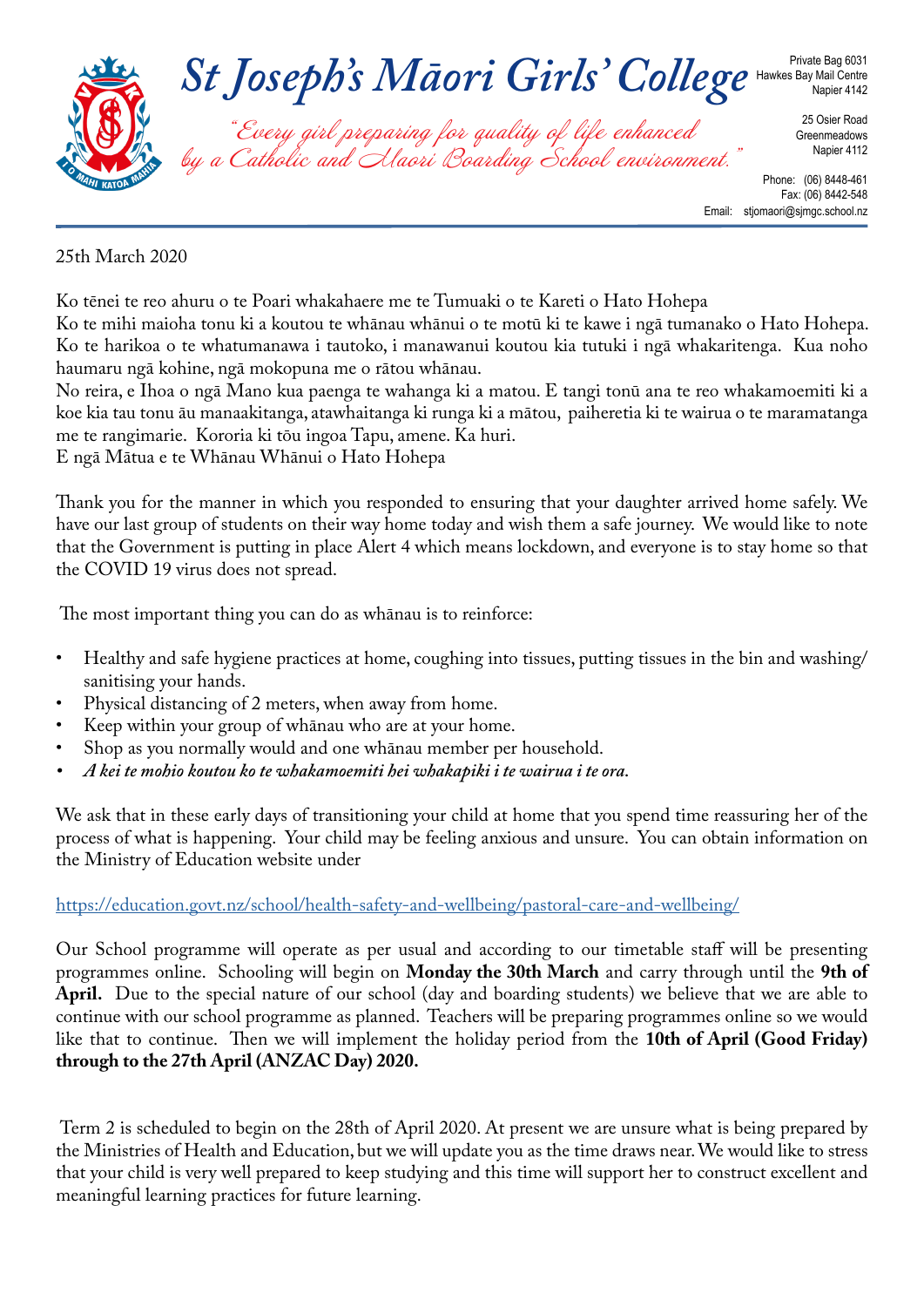# St Joseph's Māori Girls' College

*"Every girl preparing for quality of life enhanced by a Catholic and Maori Boarding School environment."*

Private Bag 6031
Hawkes Bay Mail Centre
Napier 4142

25 Osier Road
Greenmeadows
Napier 4112

Phone: (06) 8448-461
Fax: (06) 8442-548
Email: stjomaori@sjmgc.school.nz

25th March 2020

Ko tēnei te reo ahuru o te Poari whakahaere me te Tumuaki o te Kareti o Hato Hohepa
Ko te mihi maioha tonu ki a koutou te whānau whānui o te motū ki te kawe i ngā tumanako o Hato Hohepa. Ko te harikoa o te whatumanawa i tautoko, i manawanui koutou kia tutuki i ngā whakaritenga. Kua noho haumaru ngā kohine, ngā mokopuna me o rātou whānau.
No reira, e Ihoa o ngā Mano kua paenga te wahanga ki a matou. E tangi tonū ana te reo whakamoemiti ki a koe kia tau tonu āu manaakitanga, atawhaitanga ki runga ki a mātou, paiheretia ki te wairua o te maramatanga me te rangimarie. Kororia ki tōu ingoa Tapu, amene. Ka huri.
E ngā Mātua e te Whānau Whānui o Hato Hohepa

Thank you for the manner in which you responded to ensuring that your daughter arrived home safely. We have our last group of students on their way home today and wish them a safe journey. We would like to note that the Government is putting in place Alert 4 which means lockdown, and everyone is to stay home so that the COVID 19 virus does not spread.

The most important thing you can do as whānau is to reinforce:

- Healthy and safe hygiene practices at home, coughing into tissues, putting tissues in the bin and washing/sanitising your hands.
- Physical distancing of 2 meters, when away from home.
- Keep within your group of whānau who are at your home.
- Shop as you normally would and one whānau member per household.
- ***A kei te mohio koutou ko te whakamoemiti hei whakapiki i te wairua i te ora.***

We ask that in these early days of transitioning your child at home that you spend time reassuring her of the process of what is happening. Your child may be feeling anxious and unsure. You can obtain information on the Ministry of Education website under

https://education.govt.nz/school/health-safety-and-wellbeing/pastoral-care-and-wellbeing/

Our School programme will operate as per usual and according to our timetable staff will be presenting programmes online. Schooling will begin on **Monday the 30th March** and carry through until the **9th of April.** Due to the special nature of our school (day and boarding students) we believe that we are able to continue with our school programme as planned. Teachers will be preparing programmes online so we would like that to continue. Then we will implement the holiday period from the **10th of April (Good Friday) through to the 27th April (ANZAC Day) 2020.**

Term 2 is scheduled to begin on the 28th of April 2020. At present we are unsure what is being prepared by the Ministries of Health and Education, but we will update you as the time draws near. We would like to stress that your child is very well prepared to keep studying and this time will support her to construct excellent and meaningful learning practices for future learning.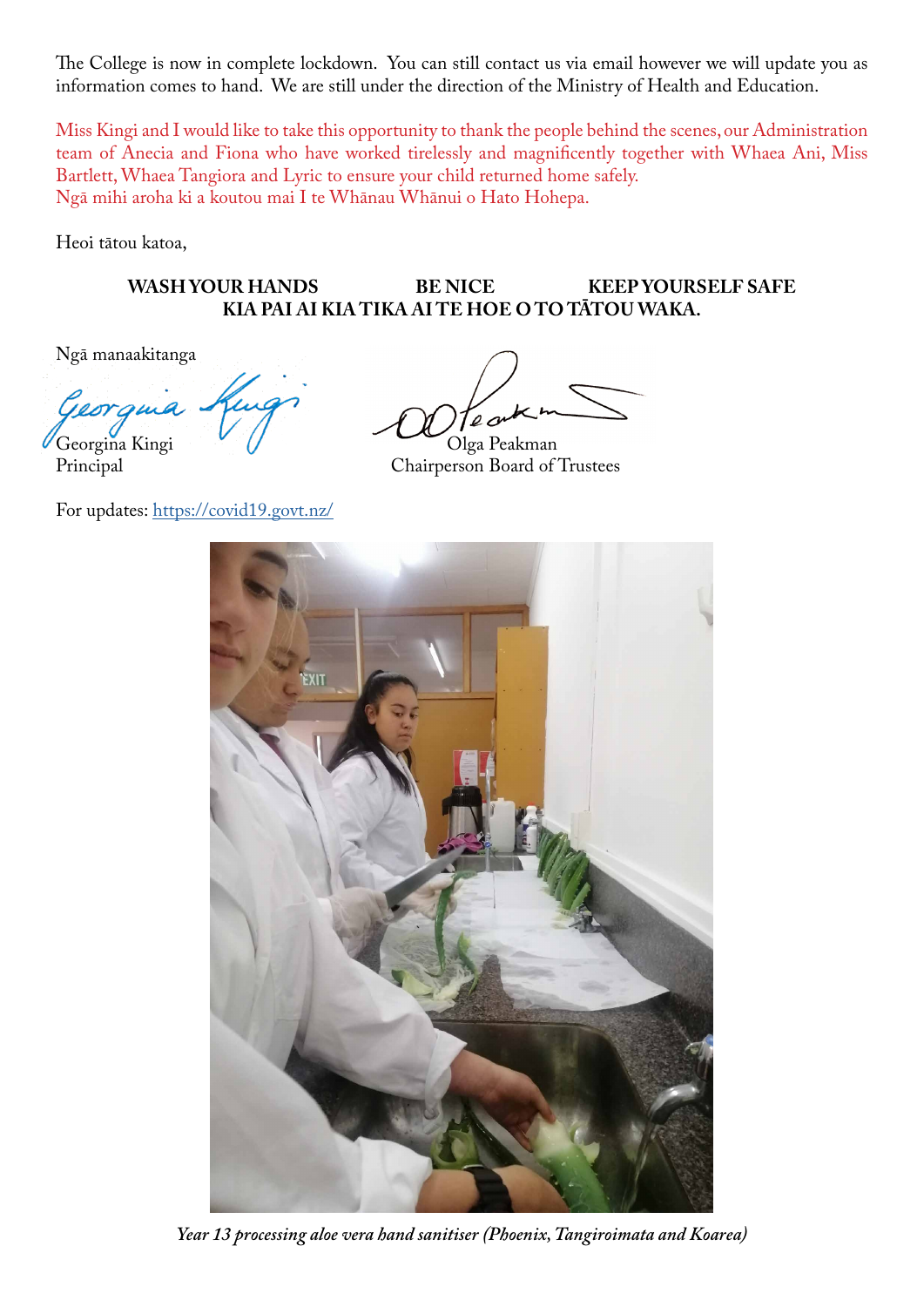The College is now in complete lockdown. You can still contact us via email however we will update you as information comes to hand. We are still under the direction of the Ministry of Health and Education.

Miss Kingi and I would like to take this opportunity to thank the people behind the scenes, our Administration team of Anecia and Fiona who have worked tirelessly and magnificently together with Whaea Ani, Miss Bartlett, Whaea Tangiora and Lyric to ensure your child returned home safely.
Ngā mihi aroha ki a koutou mai I te Whānau Whānui o Hato Hohepa.

Heoi tātou katoa,

**WASH YOUR HANDS BE NICE KEEP YOURSELF SAFE**
**KIA PAI AI KIA TIKA AI TE HOE O TO TĀTOU WAKA.**

Ngā manaakitanga

Georgina Kingi
Principal

Olga Peakman
Chairperson Board of Trustees

For updates: https://covid19.govt.nz/

*Year 13 processing aloe vera hand sanitiser (Phoenix, Tangiroimata and Koarea)*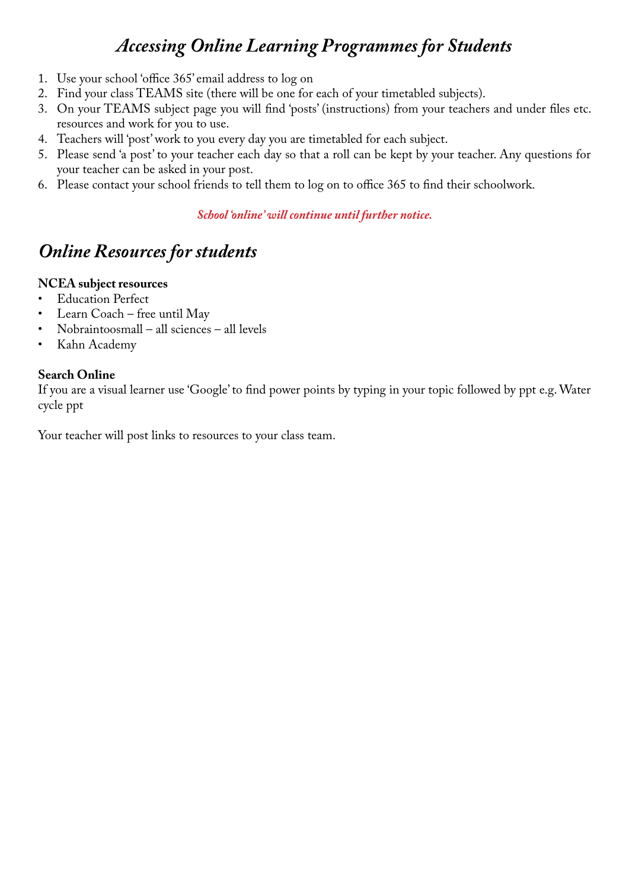# *Accessing Online Learning Programmes for Students*

1. Use your school 'office 365' email address to log on
2. Find your class TEAMS site (there will be one for each of your timetabled subjects).
3. On your TEAMS subject page you will find 'posts' (instructions) from your teachers and under files etc. resources and work for you to use.
4. Teachers will 'post' work to you every day you are timetabled for each subject.
5. Please send 'a post' to your teacher each day so that a roll can be kept by your teacher. Any questions for your teacher can be asked in your post.
6. Please contact your school friends to tell them to log on to office 365 to find their schoolwork.

***School 'online' will continue until further notice.***

## *Online Resources for students*

**NCEA subject resources**

- Education Perfect
- Learn Coach – free until May
- Nobraintoosmall – all sciences – all levels
- Kahn Academy

**Search Online**

If you are a visual learner use 'Google' to find power points by typing in your topic followed by ppt e.g. Water cycle ppt

Your teacher will post links to resources to your class team.